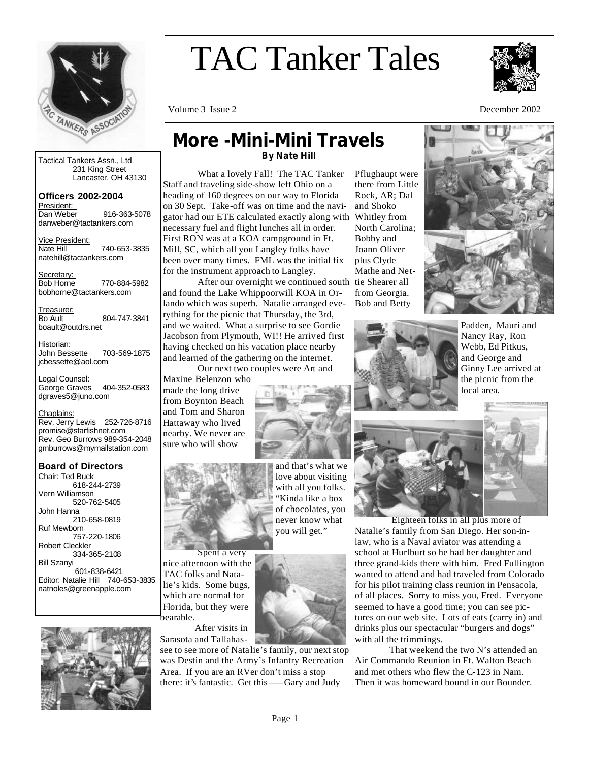# TAC Tanker Tales

Volume 3 Issue 2 December 2002

Tactical Tankers Assn., Ltd
231 King Street
Lancaster, OH 43130

**Officers 2002-2004**

President:
Dan Weber 916-363-5078
danweber@tactankers.com

Vice President:
Nate Hill 740-653-3835
natehill@tactankers.com

Secretary:
Bob Horne 770-884-5982
bobhorne@tactankers.com

Treasurer:
Bo Ault 804-747-3841
boault@outdrs.net

Historian:
John Bessette 703-569-1875
jcbessette@aol.com

Legal Counsel:
George Graves 404-352-0583
dgraves5@juno.com

Chaplains:
Rev. Jerry Lewis 252-726-8716
promise@starfishnet.com
Rev. Geo Burrows 989-354-2048
gmburrows@mymailstation.com

**Board of Directors**

Chair: Ted Buck 618-244-2739
Vern Williamson 520-762-5405
John Hanna 210-658-0819
Ruf Mewborn 757-220-1806
Robert Cleckler 334-365-2108
Bill Szanyi 601-838-6421
Editor: Natalie Hill 740-653-3835
natnoles@greenapple.com

## More -Mini-Mini Travels

**By Nate Hill**

What a lovely Fall! The TAC Tanker Staff and traveling side-show left Ohio on a heading of 160 degrees on our way to Florida on 30 Sept. Take-off was on time and the navigator had our ETE calculated exactly along with necessary fuel and flight lunches all in order. First RON was at a KOA campground in Ft. Mill, SC, which all you Langley folks have been over many times. FML was the initial fix for the instrument approach to Langley.

After our overnight we continued south and found the Lake Whippoorwill KOA in Orlando which was superb. Natalie arranged everything for the picnic that Thursday, the 3rd, and we waited. What a surprise to see Gordie Jacobson from Plymouth, WI!! He arrived first having checked on his vacation place nearby and learned of the gathering on the internet.

Our next two couples were Art and Maxine Belenzon who made the long drive from Boynton Beach and Tom and Sharon Hattaway who lived nearby. We never are sure who will show and that's what we love about visiting with all you folks. "Kinda like a box of chocolates, you never know what you will get."

Spent a very nice afternoon with the TAC folks and Natalie's kids. Some bugs, which are normal for Florida, but they were bearable.

After visits in Sarasota and Tallahassee to see more of Natalie's family, our next stop was Destin and the Army's Infantry Recreation Area. If you are an RVer don't miss a stop there: it's fantastic. Get this —— Gary and Judy Pflughaupt were there from Little Rock, AR; Dal and Shoko Whitley from North Carolina; Bobby and Joann Oliver plus Clyde Mathe and Nettie Shearer all from Georgia. Bob and Betty Padden, Mauri and Nancy Ray, Ron Webb, Ed Pitkus, and George and Ginny Lee arrived at the picnic from the local area.

Eighteen folks in all plus more of Natalie's family from San Diego. Her son-in-law, who is a Naval aviator was attending a school at Hurlburt so he had her daughter and three grand-kids there with him. Fred Fullington wanted to attend and had traveled from Colorado for his pilot training class reunion in Pensacola, of all places. Sorry to miss you, Fred. Everyone seemed to have a good time; you can see pictures on our web site. Lots of eats (carry in) and drinks plus our spectacular "burgers and dogs" with all the trimmings.

That weekend the two N's attended an Air Commando Reunion in Ft. Walton Beach and met others who flew the C-123 in Nam. Then it was homeward bound in our Bounder.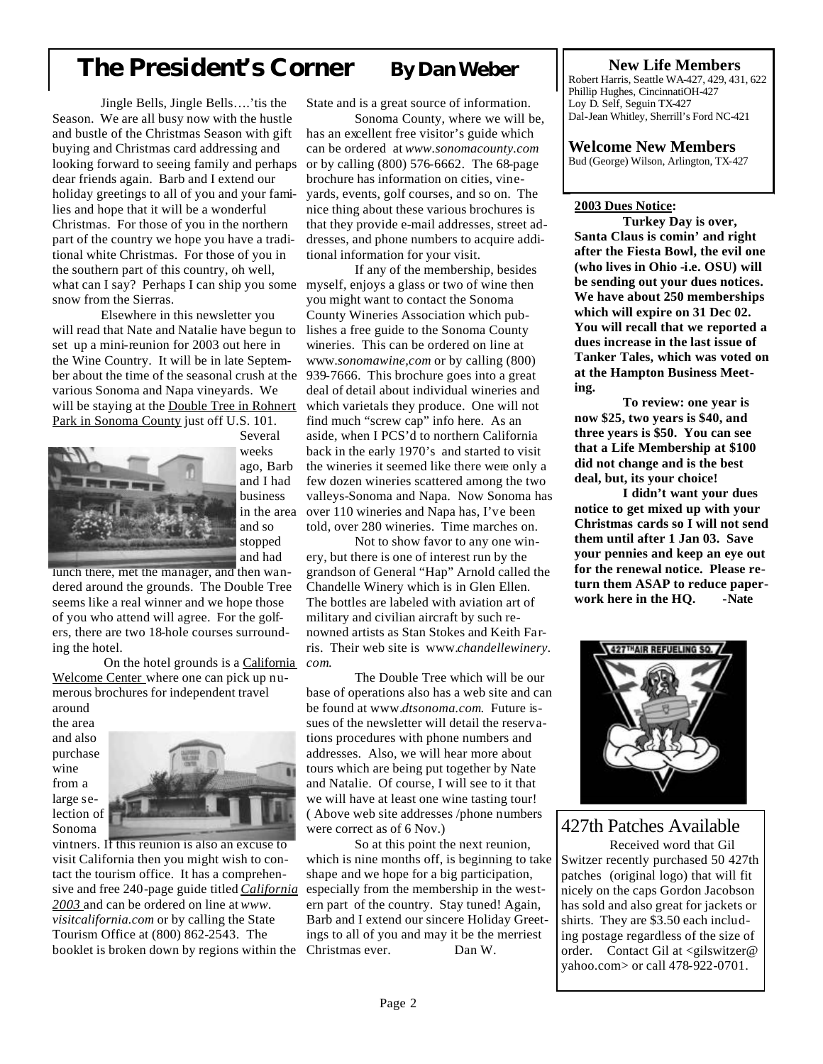## The President's Corner — By Dan Weber

Jingle Bells, Jingle Bells….'tis the Season. We are all busy now with the hustle and bustle of the Christmas Season with gift buying and Christmas card addressing and looking forward to seeing family and perhaps dear friends again. Barb and I extend our holiday greetings to all of you and your families and hope that it will be a wonderful Christmas. For those of you in the northern part of the country we hope you have a traditional white Christmas. For those of you in the southern part of this country, oh well, what can I say? Perhaps I can ship you some snow from the Sierras.

Elsewhere in this newsletter you will read that Nate and Natalie have begun to set up a mini-reunion for 2003 out here in the Wine Country. It will be in late September about the time of the seasonal crush at the various Sonoma and Napa vineyards. We will be staying at the Double Tree in Rohnert Park in Sonoma County just off U.S. 101. Several weeks ago, Barb and I had business in the area and so stopped and had lunch there, met the manager, and then wandered around the grounds. The Double Tree seems like a real winner and we hope those of you who attend will agree. For the golfers, there are two 18-hole courses surrounding the hotel.

On the hotel grounds is a California Welcome Center where one can pick up numerous brochures for independent travel around the area and also purchase wine from a large selection of Sonoma vintners. If this reunion is also an excuse to visit California then you might wish to contact the tourism office. It has a comprehensive and free 240-page guide titled *California 2003* and can be ordered on line at *www.visitcalifornia.com* or by calling the State Tourism Office at (800) 862-2543. The booklet is broken down by regions within the State and is a great source of information.

Sonoma County, where we will be, has an excellent free visitor's guide which can be ordered at *www.sonomacounty.com* or by calling (800) 576-6662. The 68-page brochure has information on cities, vineyards, events, golf courses, and so on. The nice thing about these various brochures is that they provide e-mail addresses, street addresses, and phone numbers to acquire additional information for your visit.

If any of the membership, besides myself, enjoys a glass or two of wine then you might want to contact the Sonoma County Wineries Association which publishes a free guide to the Sonoma County wineries. This can be ordered on line at www.*sonomawine,com* or by calling (800) 939-7666. This brochure goes into a great deal of detail about individual wineries and which varietals they produce. One will not find much "screw cap" info here. As an aside, when I PCS'd to northern California back in the early 1970's and started to visit the wineries it seemed like there were only a few dozen wineries scattered among the two valleys-Sonoma and Napa. Now Sonoma has over 110 wineries and Napa has, I've been told, over 280 wineries. Time marches on.

Not to show favor to any one winery, but there is one of interest run by the grandson of General "Hap" Arnold called the Chandelle Winery which is in Glen Ellen. The bottles are labeled with aviation art of military and civilian aircraft by such renowned artists as Stan Stokes and Keith Farris. Their web site is www.*chandellewinery.com*.

The Double Tree which will be our base of operations also has a web site and can be found at www.*dtsonoma.com*. Future issues of the newsletter will detail the reservations procedures with phone numbers and addresses. Also, we will hear more about tours which are being put together by Nate and Natalie. Of course, I will see to it that we will have at least one wine tasting tour! ( Above web site addresses /phone numbers were correct as of 6 Nov.)

So at this point the next reunion, which is nine months off, is beginning to take shape and we hope for a big participation, especially from the membership in the western part of the country. Stay tuned! Again, Barb and I extend our sincere Holiday Greetings to all of you and may it be the merriest Christmas ever. Dan W.

### New Life Members

Robert Harris, Seattle WA-427, 429, 431, 622
Phillip Hughes, CincinnatiOH-427
Loy D. Self, Seguin TX-427
Dal-Jean Whitley, Sherrill's Ford NC-421

### Welcome New Members

Bud (George) Wilson, Arlington, TX-427

**2003 Dues Notice:**

**Turkey Day is over, Santa Claus is comin' and right after the Fiesta Bowl, the evil one (who lives in Ohio -i.e. OSU) will be sending out your dues notices. We have about 250 memberships which will expire on 31 Dec 02. You will recall that we reported a dues increase in the last issue of Tanker Tales, which was voted on at the Hampton Business Meeting.**

**To review: one year is now $25, two years is $40, and three years is $50. You can see that a Life Membership at $100 did not change and is the best deal, but, its your choice!**

**I didn't want your dues notice to get mixed up with your Christmas cards so I will not send them until after 1 Jan 03. Save your pennies and keep an eye out for the renewal notice. Please return them ASAP to reduce paperwork here in the HQ. -Nate**

### 427th Patches Available

Received word that Gil Switzer recently purchased 50 427th patches (original logo) that will fit nicely on the caps Gordon Jacobson has sold and also great for jackets or shirts. They are $3.50 each including postage regardless of the size of order. Contact Gil at <gilswitzer@yahoo.com> or call 478-922-0701.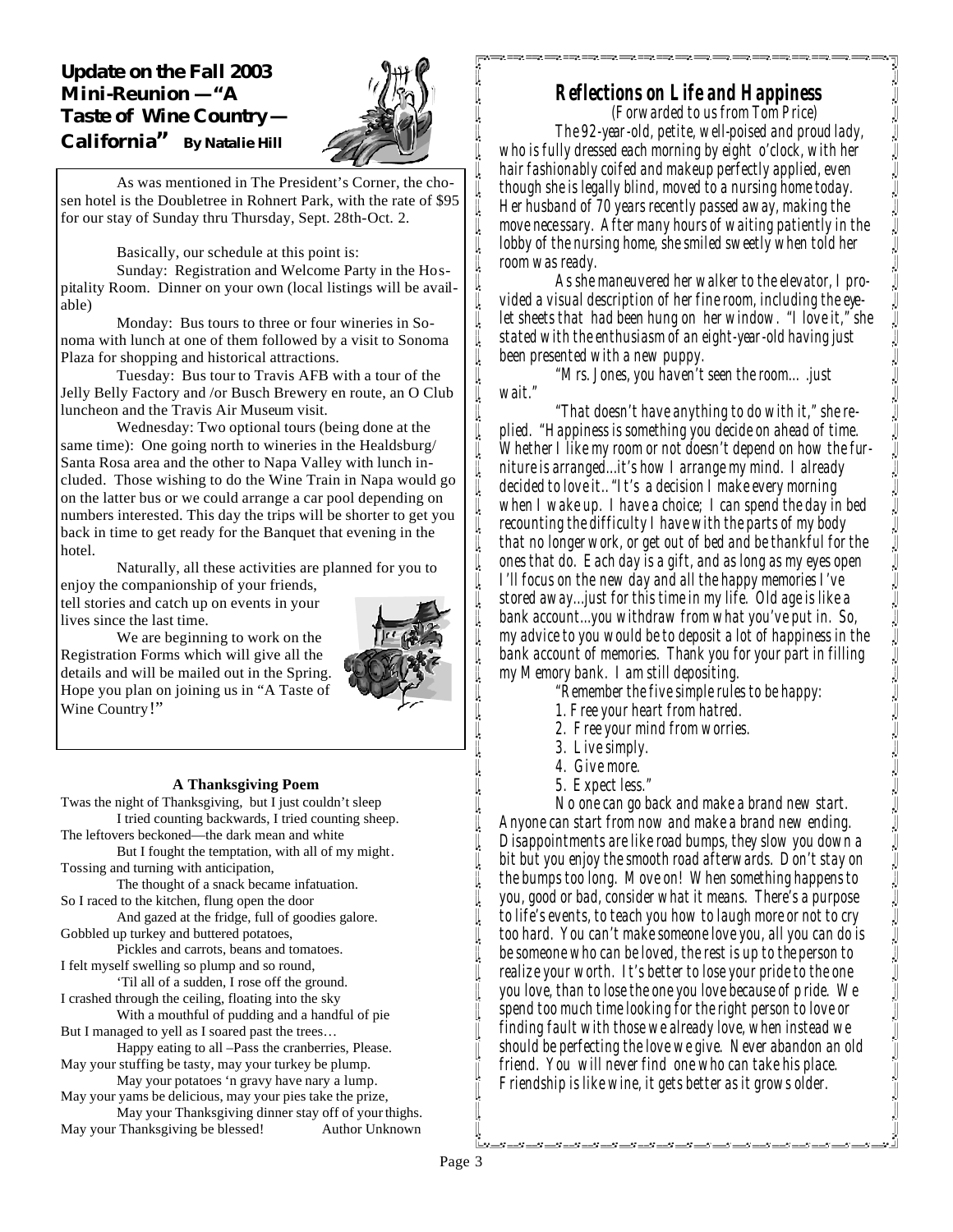## Update on the Fall 2003 Mini-Reunion —"A Taste of Wine Country—California" By Natalie Hill

As was mentioned in The President's Corner, the chosen hotel is the Doubletree in Rohnert Park, with the rate of $95 for our stay of Sunday thru Thursday, Sept. 28th-Oct. 2.

Basically, our schedule at this point is:

Sunday: Registration and Welcome Party in the Hospitality Room. Dinner on your own (local listings will be available)

Monday: Bus tours to three or four wineries in Sonoma with lunch at one of them followed by a visit to Sonoma Plaza for shopping and historical attractions.

Tuesday: Bus tour to Travis AFB with a tour of the Jelly Belly Factory and /or Busch Brewery en route, an O Club luncheon and the Travis Air Museum visit.

Wednesday: Two optional tours (being done at the same time): One going north to wineries in the Healdsburg/ Santa Rosa area and the other to Napa Valley with lunch included. Those wishing to do the Wine Train in Napa would go on the latter bus or we could arrange a car pool depending on numbers interested. This day the trips will be shorter to get you back in time to get ready for the Banquet that evening in the hotel.

Naturally, all these activities are planned for you to enjoy the companionship of your friends, tell stories and catch up on events in your lives since the last time.

We are beginning to work on the Registration Forms which will give all the details and will be mailed out in the Spring. Hope you plan on joining us in "A Taste of Wine Country!"

### A Thanksgiving Poem

Twas the night of Thanksgiving, but I just couldn't sleep
I tried counting backwards, I tried counting sheep.
The leftovers beckoned—the dark mean and white
But I fought the temptation, with all of my might.
Tossing and turning with anticipation,
The thought of a snack became infatuation.
So I raced to the kitchen, flung open the door
And gazed at the fridge, full of goodies galore.
Gobbled up turkey and buttered potatoes,
Pickles and carrots, beans and tomatoes.
I felt myself swelling so plump and so round,
'Til all of a sudden, I rose off the ground.
I crashed through the ceiling, floating into the sky
With a mouthful of pudding and a handful of pie
But I managed to yell as I soared past the trees…
Happy eating to all –Pass the cranberries, Please.
May your stuffing be tasty, may your turkey be plump.
May your potatoes 'n gravy have nary a lump.
May your yams be delicious, may your pies take the prize,
May your Thanksgiving dinner stay off of your thighs.
May your Thanksgiving be blessed!

Author Unknown

## *Reflections on Life and Happiness*

*(Forwarded to us from Tom Price)*

*The 92-year-old, petite, well-poised and proud lady, who is fully dressed each morning by eight o'clock, with her hair fashionably coifed and makeup perfectly applied, even though she is legally blind, moved to a nursing home today. Her husband of 70 years recently passed away, making the move necessary. After many hours of waiting patiently in the lobby of the nursing home, she smiled sweetly when told her room was ready.*

*As she maneuvered her walker to the elevator, I provided a visual description of her fine room, including the eyelet sheets that had been hung on her window. "I love it," she stated with the enthusiasm of an eight-year-old having just been presented with a new puppy.*

*"Mrs. Jones, you haven't seen the room….just wait."*

*"That doesn't have anything to do with it," she replied. "Happiness is something you decide on ahead of time. Whether I like my room or not doesn't depend on how the furniture is arranged...it's how I arrange my mind. I already decided to love it.."It's a decision I make every morning when I wake up. I have a choice; I can spend the day in bed recounting the difficulty I have with the parts of my body that no longer work, or get out of bed and be thankful for the ones that do. Each day is a gift, and as long as my eyes open I'll focus on the new day and all the happy memories I've stored away...just for this time in my life. Old age is like a bank account...you withdraw from what you've put in. So, my advice to you would be to deposit a lot of happiness in the bank account of memories. Thank you for your part in filling my Memory bank. I am still depositing.*

*"Remember the five simple rules to be happy:*

*1. Free your heart from hatred.*
*2. Free your mind from worries.*
*3. Live simply.*
*4. Give more.*
*5. Expect less."*

*No one can go back and make a brand new start. Anyone can start from now and make a brand new ending. Disappointments are like road bumps, they slow you down a bit but you enjoy the smooth road afterwards. Don't stay on the bumps too long. Move on! When something happens to you, good or bad, consider what it means. There's a purpose to life's events, to teach you how to laugh more or not to cry too hard. You can't make someone love you, all you can do is be someone who can be loved, the rest is up to the person to realize your worth. It's better to lose your pride to the one you love, than to lose the one you love because of pride. We spend too much time looking for the right person to love or finding fault with those we already love, when instead we should be perfecting the love we give. Never abandon an old friend. You will never find one who can take his place. Friendship is like wine, it gets better as it grows older.*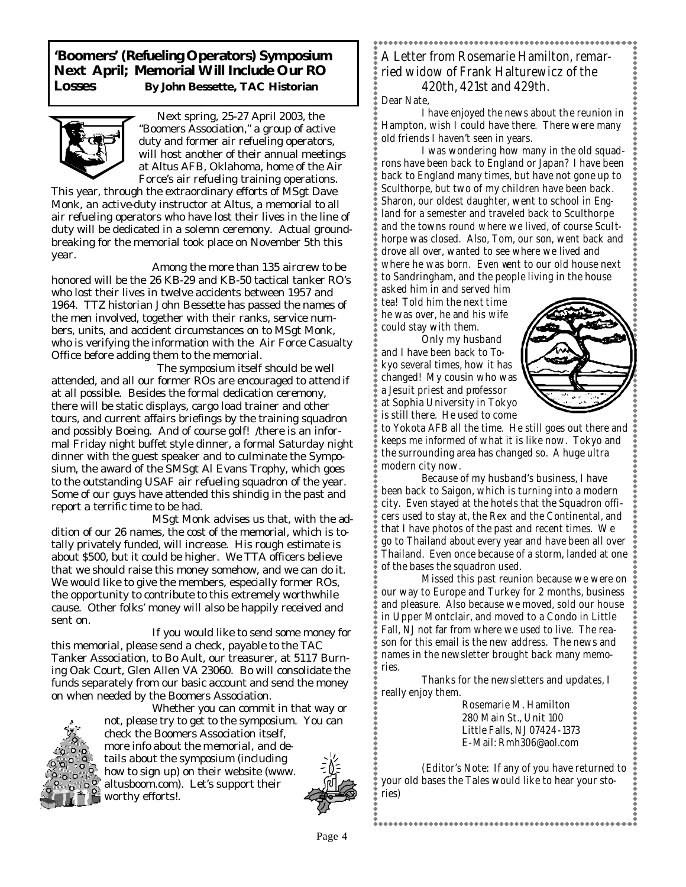## 'Boomers' (Refueling Operators) Symposium Next April; Memorial Will Include Our RO Losses

**By John Bessette, TAC Historian**

Next spring, 25-27 April 2003, the "Boomers Association," a group of active duty and former air refueling operators, will host another of their annual meetings at Altus AFB, Oklahoma, home of the Air Force's air refueling training operations. This year, through the extraordinary efforts of MSgt Dave Monk, an active-duty instructor at Altus, a memorial to all air refueling operators who have lost their lives in the line of duty will be dedicated in a solemn ceremony. Actual groundbreaking for the memorial took place on November 5th this year.

Among the more than 135 aircrew to be honored will be the 26 KB-29 and KB-50 tactical tanker RO's who lost their lives in twelve accidents between 1957 and 1964. TTZ historian John Bessette has passed the names of the men involved, together with their ranks, service numbers, units, and accident circumstances on to MSgt Monk, who is verifying the information with the Air Force Casualty Office before adding them to the memorial.

The symposium itself should be well attended, and all our former ROs are encouraged to attend if at all possible. Besides the formal dedication ceremony, there will be static displays, cargo load trainer and other tours, and current affairs briefings by the training squadron and possibly Boeing. And of course golf! /there is an informal Friday night buffet style dinner, a formal Saturday night dinner with the guest speaker and to culminate the Symposium, the award of the SMSgt Al Evans Trophy, which goes to the outstanding USAF air refueling squadron of the year. Some of our guys have attended this shindig in the past and report a terrific time to be had.

MSgt Monk advises us that, with the addition of our 26 names, the cost of the memorial, which is totally privately funded, will increase. His rough estimate is about $500, but it could be higher. We TTA officers believe that we should raise this money somehow, and we can do it. We would like to give the members, especially former ROs, the opportunity to contribute to this extremely worthwhile cause. Other folks' money will also be happily received and sent on.

If you would like to send some money for this memorial, please send a check, payable to the TAC Tanker Association, to Bo Ault, our treasurer, at 5117 Burning Oak Court, Glen Allen VA 23060. Bo will consolidate the funds separately from our basic account and send the money on when needed by the Boomers Association.

Whether you can commit in that way or not, please try to get to the symposium. You can check the Boomers Association itself, more info about the memorial, and details about the symposium (including how to sign up) on their website (www.altusboom.com). Let's support their worthy efforts!.

## A Letter from Rosemarie Hamilton, remarried widow of Frank Halturewicz of the 420th, 421st and 429th.

Dear Nate,

I have enjoyed the news about the reunion in Hampton, wish I could have there. There were many old friends I haven't seen in years.

I was wondering how many in the old squadrons have been back to England or Japan? I have been back to England many times, but have not gone up to Sculthorpe, but two of my children have been back. Sharon, our oldest daughter, went to school in England for a semester and traveled back to Sculthorpe and the towns round where we lived, of course Sculthorpe was closed. Also, Tom, our son, went back and drove all over, wanted to see where we lived and where he was born. Even went to our old house next to Sandringham, and the people living in the house asked him in and served him tea! Told him the next time he was over, he and his wife could stay with them.

Only my husband and I have been back to Tokyo several times, how it has changed! My cousin who was a Jesuit priest and professor at Sophia University in Tokyo is still there. He used to come to Yokota AFB all the time. He still goes out there and keeps me informed of what it is like now. Tokyo and the surrounding area has changed so. A huge ultra modern city now.

Because of my husband's business, I have been back to Saigon, which is turning into a modern city. Even stayed at the hotels that the Squadron officers used to stay at, the Rex and the Continental, and that I have photos of the past and recent times. We go to Thailand about every year and have been all over Thailand. Even once because of a storm, landed at one of the bases the squadron used.

Missed this past reunion because we were on our way to Europe and Turkey for 2 months, business and pleasure. Also because we moved, sold our house in Upper Montclair, and moved to a Condo in Little Fall, NJ not far from where we used to live. The reason for this email is the new address. The news and names in the newsletter brought back many memories.

Thanks for the newsletters and updates, I really enjoy them.

Rosemarie M. Hamilton
280 Main St., Unit 100
Little Falls, NJ 07424-1373
E-Mail: Rmh306@aol.com

*(Editor's Note: If any of you have returned to your old bases the Tales would like to hear your stories)*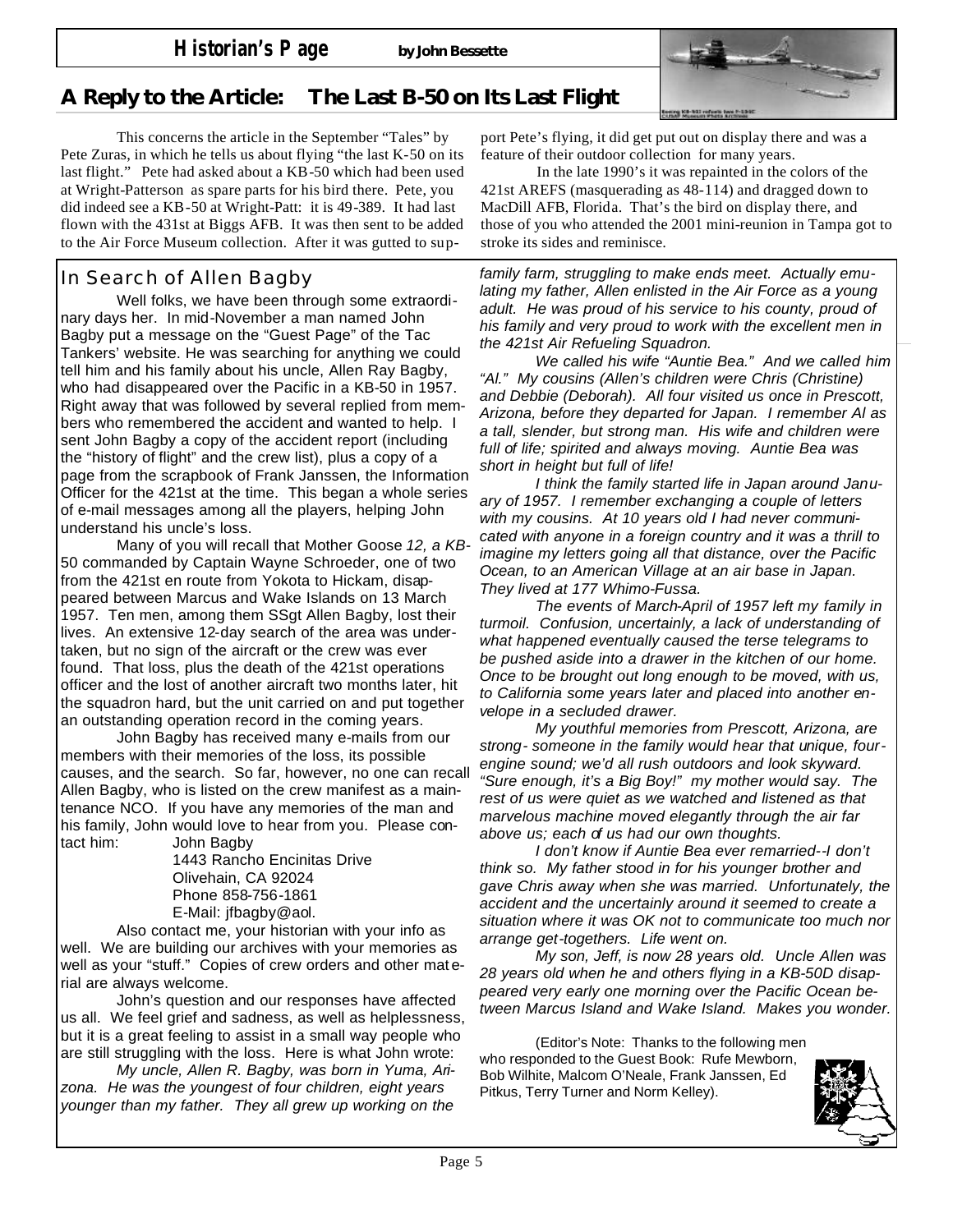## Historian's Page

**by John Bessette**

## A Reply to the Article: The Last B-50 on Its Last Flight

This concerns the article in the September "Tales" by Pete Zuras, in which he tells us about flying "the last K-50 on its last flight." Pete had asked about a KB-50 which had been used at Wright-Patterson as spare parts for his bird there. Pete, you did indeed see a KB-50 at Wright-Patt: it is 49-389. It had last flown with the 431st at Biggs AFB. It was then sent to be added to the Air Force Museum collection. After it was gutted to support Pete's flying, it did get put out on display there and was a feature of their outdoor collection for many years.

In the late 1990's it was repainted in the colors of the 421st AREFS (masquerading as 48-114) and dragged down to MacDill AFB, Florida. That's the bird on display there, and those of you who attended the 2001 mini-reunion in Tampa got to stroke its sides and reminisce.

## In Search of Allen Bagby

Well folks, we have been through some extraordinary days her. In mid-November a man named John Bagby put a message on the "Guest Page" of the Tac Tankers' website. He was searching for anything we could tell him and his family about his uncle, Allen Ray Bagby, who had disappeared over the Pacific in a KB-50 in 1957. Right away that was followed by several replied from members who remembered the accident and wanted to help. I sent John Bagby a copy of the accident report (including the "history of flight" and the crew list), plus a copy of a page from the scrapbook of Frank Janssen, the Information Officer for the 421st at the time. This began a whole series of e-mail messages among all the players, helping John understand his uncle's loss.

Many of you will recall that Mother Goose *12, a* KB-50 commanded by Captain Wayne Schroeder, one of two from the 421st en route from Yokota to Hickam, disappeared between Marcus and Wake Islands on 13 March 1957. Ten men, among them SSgt Allen Bagby, lost their lives. An extensive 12-day search of the area was undertaken, but no sign of the aircraft or the crew was ever found. That loss, plus the death of the 421st operations officer and the lost of another aircraft two months later, hit the squadron hard, but the unit carried on and put together an outstanding operation record in the coming years.

John Bagby has received many e-mails from our members with their memories of the loss, its possible causes, and the search. So far, however, no one can recall Allen Bagby, who is listed on the crew manifest as a maintenance NCO. If you have any memories of the man and his family, John would love to hear from you. Please contact him:

John Bagby
1443 Rancho Encinitas Drive
Olivehain, CA 92024
Phone 858-756-1861
E-Mail: jfbagby@aol.

Also contact me, your historian with your info as well. We are building our archives with your memories as well as your "stuff." Copies of crew orders and other material are always welcome.

John's question and our responses have affected us all. We feel grief and sadness, as well as helplessness, but it is a great feeling to assist in a small way people who are still struggling with the loss. Here is what John wrote:

*My uncle, Allen R. Bagby, was born in Yuma, Arizona. He was the youngest of four children, eight years younger than my father. They all grew up working on the family farm, struggling to make ends meet. Actually emulating my father, Allen enlisted in the Air Force as a young adult. He was proud of his service to his county, proud of his family and very proud to work with the excellent men in the 421st Air Refueling Squadron.*

*We called his wife "Auntie Bea." And we called him "Al." My cousins (Allen's children were Chris (Christine) and Debbie (Deborah). All four visited us once in Prescott, Arizona, before they departed for Japan. I remember Al as a tall, slender, but strong man. His wife and children were full of life; spirited and always moving. Auntie Bea was short in height but full of life!*

*I think the family started life in Japan around January of 1957. I remember exchanging a couple of letters with my cousins. At 10 years old I had never communicated with anyone in a foreign country and it was a thrill to imagine my letters going all that distance, over the Pacific Ocean, to an American Village at an air base in Japan. They lived at 177 Whimo-Fussa.*

*The events of March-April of 1957 left my family in turmoil. Confusion, uncertainly, a lack of understanding of what happened eventually caused the terse telegrams to be pushed aside into a drawer in the kitchen of our home. Once to be brought out long enough to be moved, with us, to California some years later and placed into another envelope in a secluded drawer.*

*My youthful memories from Prescott, Arizona, are strong- someone in the family would hear that unique, four-engine sound; we'd all rush outdoors and look skyward. "Sure enough, it's a Big Boy!" my mother would say. The rest of us were quiet as we watched and listened as that marvelous machine moved elegantly through the air far above us; each of us had our own thoughts.*

*I don't know if Auntie Bea ever remarried--I don't think so. My father stood in for his younger brother and gave Chris away when she was married. Unfortunately, the accident and the uncertainly around it seemed to create a situation where it was OK not to communicate too much nor arrange get-togethers. Life went on.*

*My son, Jeff, is now 28 years old. Uncle Allen was 28 years old when he and others flying in a KB-50D disappeared very early one morning over the Pacific Ocean between Marcus Island and Wake Island. Makes you wonder.*

(Editor's Note: Thanks to the following men who responded to the Guest Book: Rufe Mewborn, Bob Wilhite, Malcom O'Neale, Frank Janssen, Ed Pitkus, Terry Turner and Norm Kelley).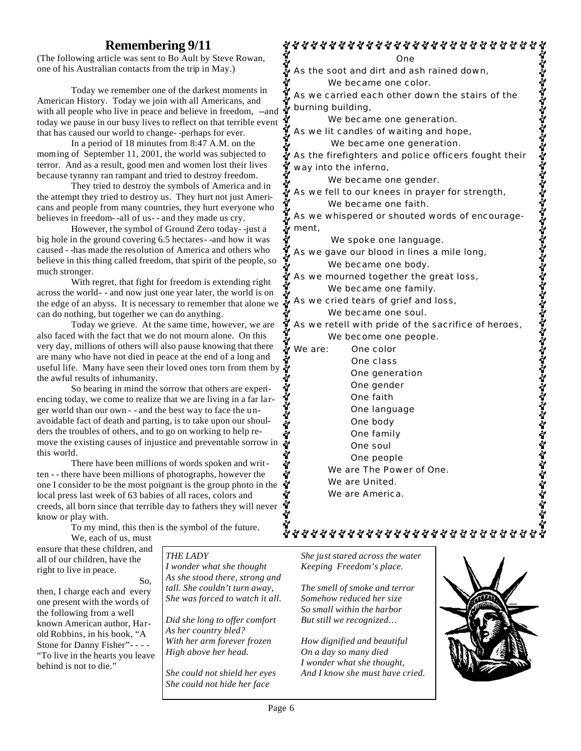## Remembering 9/11

(The following article was sent to Bo Ault by Steve Rowan, one of his Australian contacts from the trip in May.)

Today we remember one of the darkest moments in American History. Today we join with all Americans, and with all people who live in peace and believe in freedom, --and today we pause in our busy lives to reflect on that terrible event that has caused our world to change--perhaps for ever.

In a period of 18 minutes from 8:47 A.M. on the morning of September 11, 2001, the world was subjected to terror. And as a result, good men and women lost their lives because tyranny ran rampant and tried to destroy freedom.

They tried to destroy the symbols of America and in the attempt they tried to destroy us. They hurt not just Americans and people from many countries, they hurt everyone who believes in freedom--all of us--and they made us cry.

However, the symbol of Ground Zero today--just a big hole in the ground covering 6.5 hectares--and how it was caused--has made the resolution of America and others who believe in this thing called freedom, that spirit of the people, so much stronger.

With regret, that fight for freedom is extending right across the world--and now just one year later, the world is on the edge of an abyss. It is necessary to remember that alone we can do nothing, but together we can do anything.

Today we grieve. At the same time, however, we are also faced with the fact that we do not mourn alone. On this very day, millions of others will also pause knowing that there are many who have not died in peace at the end of a long and useful life. Many have seen their loved ones torn from them by the awful results of inhumanity.

So bearing in mind the sorrow that others are experiencing today, we come to realize that we are living in a far larger world than our own--and the best way to face the unavoidable fact of death and parting, is to take upon our shoulders the troubles of others, and to go on working to help remove the existing causes of injustice and preventable sorrow in this world.

There have been millions of words spoken and written--there have been millions of photographs, however the one I consider to be the most poignant is the group photo in the local press last week of 63 babies of all races, colors and creeds, all born since that terrible day to fathers they will never know or play with.

To my mind, this then is the symbol of the future.

We, each of us, must ensure that these children, and all of our children, have the right to live in peace.

So, then, I charge each and every one present with the words of the following from a well known American author, Harold Robbins, in his book, "A Stone for Danny Fisher"---- "To live in the hearts you leave behind is not to die."

### One

As the soot and dirt and ash rained down,
We became one color.
As we carried each other down the stairs of the burning building,
We became one generation.
As we lit candles of waiting and hope,
We became one generation.
As the firefighters and police officers fought their way into the inferno,
We became one gender.
As we fell to our knees in prayer for strength,
We became one faith.
As we whispered or shouted words of encouragement,
We spoke one language.
As we gave our blood in lines a mile long,
We became one body.
As we mourned together the great loss,
We became one family.
As we cried tears of grief and loss,
We became one soul.
As we retell with pride of the sacrifice of heroes,
We become one people.

We are: One color
One class
One generation
One gender
One faith
One language
One body
One family
One soul
One people
We are The Power of One.
We are United.
We are America.

*THE LADY*

*I wonder what she thought*
*As she stood there, strong and tall. She couldn't turn away,*
*She was forced to watch it all.*

*Did she long to offer comfort*
*As her country bled?*
*With her arm forever frozen*
*High above her head.*

*She could not shield her eyes*
*She could not hide her face*
*She just stared across the water*
*Keeping Freedom's place.*

*The smell of smoke and terror*
*Somehow reduced her size*
*So small within the harbor*
*But still we recognized…*

*How dignified and beautiful*
*On a day so many died*
*I wonder what she thought,*
*And I know she must have cried.*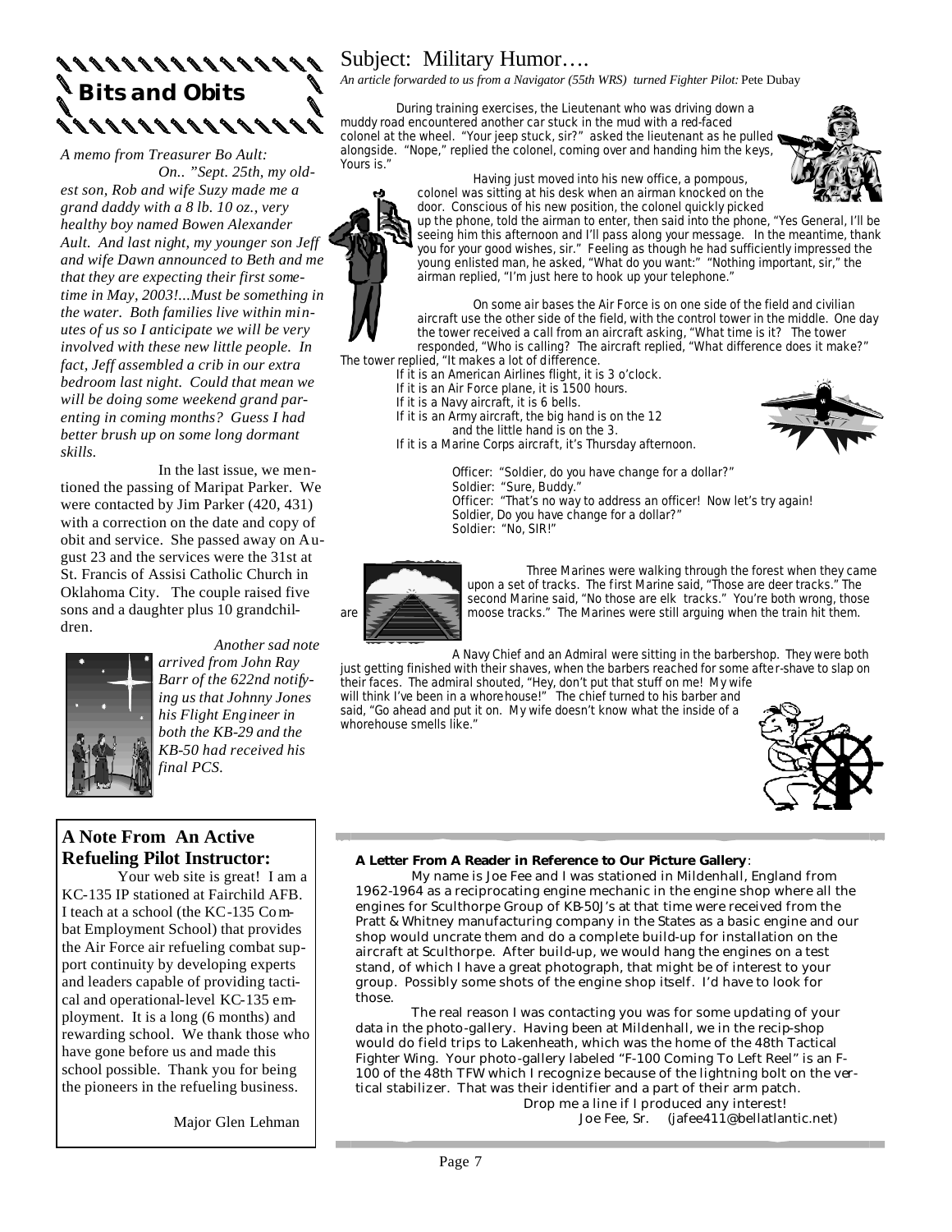## Bits and Obits

*A memo from Treasurer Bo Ault:*

*On.. "Sept. 25th, my oldest son, Rob and wife Suzy made me a grand daddy with a 8 lb. 10 oz., very healthy boy named Bowen Alexander Ault. And last night, my younger son Jeff and wife Dawn announced to Beth and me that they are expecting their first sometime in May, 2003!...Must be something in the water. Both families live within minutes of us so I anticipate we will be very involved with these new little people. In fact, Jeff assembled a crib in our extra bedroom last night. Could that mean we will be doing some weekend grand parenting in coming months? Guess I had better brush up on some long dormant skills.*

In the last issue, we mentioned the passing of Maripat Parker. We were contacted by Jim Parker (420, 431) with a correction on the date and copy of obit and service. She passed away on August 23 and the services were the 31st at St. Francis of Assisi Catholic Church in Oklahoma City. The couple raised five sons and a daughter plus 10 grandchildren.

*Another sad note arrived from John Ray Barr of the 622nd notifying us that Johnny Jones his Flight Engineer in both the KB-29 and the KB-50 had received his final PCS.*

### A Note From An Active Refueling Pilot Instructor:

Your web site is great! I am a KC-135 IP stationed at Fairchild AFB. I teach at a school (the KC-135 Combat Employment School) that provides the Air Force air refueling combat support continuity by developing experts and leaders capable of providing tactical and operational-level KC-135 employment. It is a long (6 months) and rewarding school. We thank those who have gone before us and made this school possible. Thank you for being the pioneers in the refueling business.

Major Glen Lehman

## Subject: Military Humor….

*An article forwarded to us from a Navigator (55th WRS) turned Fighter Pilot:* Pete Dubay

During training exercises, the Lieutenant who was driving down a muddy road encountered another car stuck in the mud with a red-faced colonel at the wheel. "Your jeep stuck, sir?" asked the lieutenant as he pulled alongside. "Nope," replied the colonel, coming over and handing him the keys, Yours is."

Having just moved into his new office, a pompous, colonel was sitting at his desk when an airman knocked on the door. Conscious of his new position, the colonel quickly picked up the phone, told the airman to enter, then said into the phone, "Yes General, I'll be seeing him this afternoon and I'll pass along your message. In the meantime, thank you for your good wishes, sir." Feeling as though he had sufficiently impressed the young enlisted man, he asked, "What do you want:" "Nothing important, sir," the airman replied, "I'm just here to hook up your telephone."

On some air bases the Air Force is on one side of the field and civilian aircraft use the other side of the field, with the control tower in the middle. One day the tower received a call from an aircraft asking, "What time is it? The tower responded, "Who is calling? The aircraft replied, "What difference does it make?" The tower replied, "It makes a lot of difference.

If it is an American Airlines flight, it is 3 o'clock.
If it is an Air Force plane, it is 1500 hours.
If it is a Navy aircraft, it is 6 bells.
If it is an Army aircraft, the big hand is on the 12 and the little hand is on the 3.
If it is a Marine Corps aircraft, it's Thursday afternoon.

Officer: "Soldier, do you have change for a dollar?"
Soldier: "Sure, Buddy."
Officer: "That's no way to address an officer! Now let's try again! Soldier, Do you have change for a dollar?"
Soldier: "No, SIR!"

Three Marines were walking through the forest when they came upon a set of tracks. The first Marine said, "Those are deer tracks." The second Marine said, "No those are elk tracks." You're both wrong, those are moose tracks." The Marines were still arguing when the train hit them.

A Navy Chief and an Admiral were sitting in the barbershop. They were both just getting finished with their shaves, when the barbers reached for some after-shave to slap on their faces. The admiral shouted, "Hey, don't put that stuff on me! My wife will think I've been in a whorehouse!" The chief turned to his barber and said, "Go ahead and put it on. My wife doesn't know what the inside of a whorehouse smells like."

**A Letter From A Reader in Reference to Our Picture Gallery**:

My name is Joe Fee and I was stationed in Mildenhall, England from 1962-1964 as a reciprocating engine mechanic in the engine shop where all the engines for Sculthorpe Group of KB-50J's at that time were received from the Pratt & Whitney manufacturing company in the States as a basic engine and our shop would uncrate them and do a complete build-up for installation on the aircraft at Sculthorpe. After build-up, we would hang the engines on a test stand, of which I have a great photograph, that might be of interest to your group. Possibly some shots of the engine shop itself. I'd have to look for those.

The real reason I was contacting you was for some updating of your data in the photo-gallery. Having been at Mildenhall, we in the recip-shop would do field trips to Lakenheath, which was the home of the 48th Tactical Fighter Wing. Your photo-gallery labeled "F-100 Coming To Left Reel" is an F-100 of the 48th TFW which I recognize because of the lightning bolt on the vertical stabilizer. That was their identifier and a part of their arm patch.

Drop me a line if I produced any interest!

Joe Fee, Sr. (jafee411@bellatlantic.net)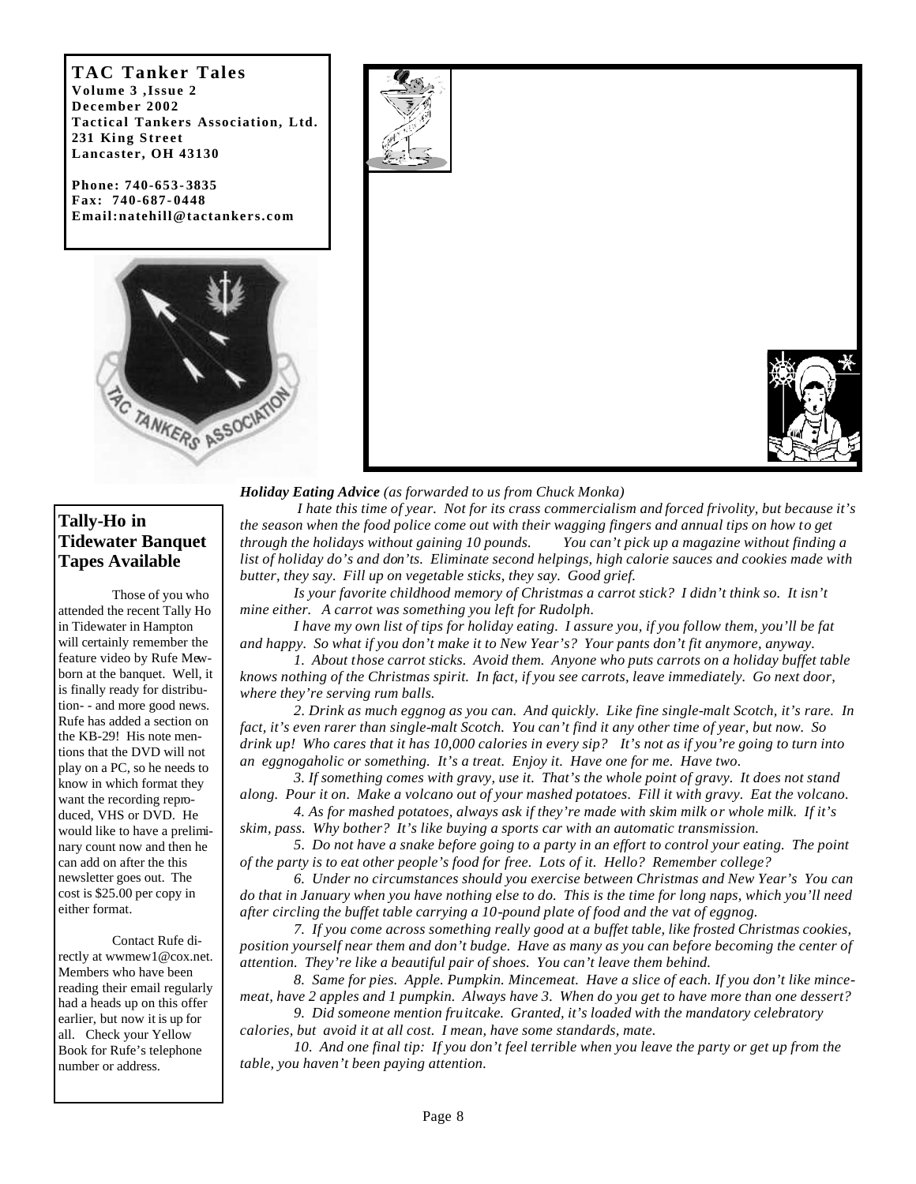**TAC Tanker Tales**
**Volume 3 ,Issue 2**
**December 2002**
**Tactical Tankers Association, Ltd.**
**231 King Street**
**Lancaster, OH 43130**

**Phone: 740-653-3835**
**Fax: 740-687-0448**
**Email:natehill@tactankers.com**

## Tally-Ho in Tidewater Banquet Tapes Available

Those of you who attended the recent Tally Ho in Tidewater in Hampton will certainly remember the feature video by Rufe Mewborn at the banquet. Well, it is finally ready for distribution- - and more good news. Rufe has added a section on the KB-29! His note mentions that the DVD will not play on a PC, so he needs to know in which format they want the recording reproduced, VHS or DVD. He would like to have a preliminary count now and then he can add on after the this newsletter goes out. The cost is $25.00 per copy in either format.

Contact Rufe directly at wwmew1@cox.net. Members who have been reading their email regularly had a heads up on this offer earlier, but now it is up for all. Check your Yellow Book for Rufe's telephone number or address.

***Holiday Eating Advice*** *(as forwarded to us from Chuck Monka)*

*I hate this time of year. Not for its crass commercialism and forced frivolity, but because it's the season when the food police come out with their wagging fingers and annual tips on how to get through the holidays without gaining 10 pounds. You can't pick up a magazine without finding a list of holiday do's and don'ts. Eliminate second helpings, high calorie sauces and cookies made with butter, they say. Fill up on vegetable sticks, they say. Good grief.*

*Is your favorite childhood memory of Christmas a carrot stick? I didn't think so. It isn't mine either. A carrot was something you left for Rudolph.*

*I have my own list of tips for holiday eating. I assure you, if you follow them, you'll be fat and happy. So what if you don't make it to New Year's? Your pants don't fit anymore, anyway.*

*1. About those carrot sticks. Avoid them. Anyone who puts carrots on a holiday buffet table knows nothing of the Christmas spirit. In fact, if you see carrots, leave immediately. Go next door, where they're serving rum balls.*

*2. Drink as much eggnog as you can. And quickly. Like fine single-malt Scotch, it's rare. In fact, it's even rarer than single-malt Scotch. You can't find it any other time of year, but now. So drink up! Who cares that it has 10,000 calories in every sip? It's not as if you're going to turn into an eggnogaholic or something. It's a treat. Enjoy it. Have one for me. Have two.*

*3. If something comes with gravy, use it. That's the whole point of gravy. It does not stand along. Pour it on. Make a volcano out of your mashed potatoes. Fill it with gravy. Eat the volcano.*

*4. As for mashed potatoes, always ask if they're made with skim milk or whole milk. If it's skim, pass. Why bother? It's like buying a sports car with an automatic transmission.*

*5. Do not have a snake before going to a party in an effort to control your eating. The point of the party is to eat other people's food for free. Lots of it. Hello? Remember college?*

*6. Under no circumstances should you exercise between Christmas and New Year's You can do that in January when you have nothing else to do. This is the time for long naps, which you'll need after circling the buffet table carrying a 10-pound plate of food and the vat of eggnog.*

*7. If you come across something really good at a buffet table, like frosted Christmas cookies, position yourself near them and don't budge. Have as many as you can before becoming the center of attention. They're like a beautiful pair of shoes. You can't leave them behind.*

*8. Same for pies. Apple. Pumpkin. Mincemeat. Have a slice of each. If you don't like mincemeat, have 2 apples and 1 pumpkin. Always have 3. When do you get to have more than one dessert?*

*9. Did someone mention fruitcake. Granted, it's loaded with the mandatory celebratory calories, but avoid it at all cost. I mean, have some standards, mate.*

*10. And one final tip: If you don't feel terrible when you leave the party or get up from the table, you haven't been paying attention.*